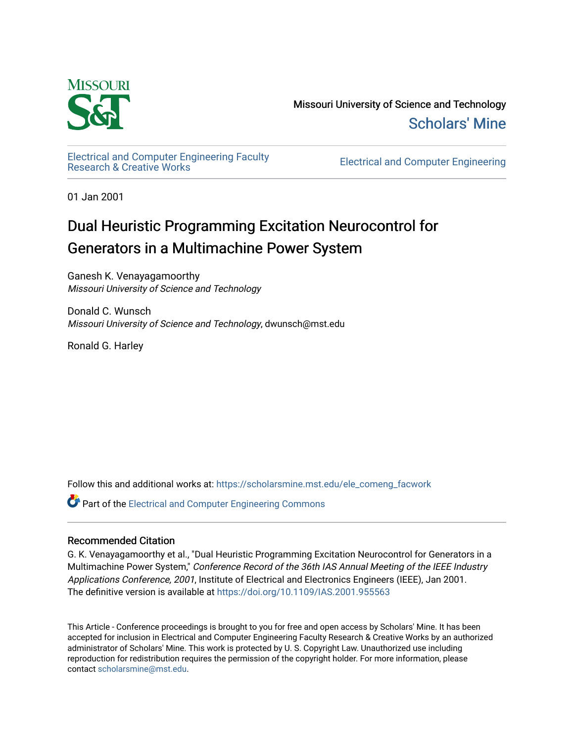Missouri University of Science and Technology

Scholars' Mine

Electrical and Computer Engineering Faculty Research & Creative Works

Electrical and Computer Engineering

01 Jan 2001

# Dual Heuristic Programming Excitation Neurocontrol for Generators in a Multimachine Power System

Ganesh K. Venayagamoorthy
*Missouri University of Science and Technology*

Donald C. Wunsch
*Missouri University of Science and Technology*, dwunsch@mst.edu

Ronald G. Harley

Follow this and additional works at: https://scholarsmine.mst.edu/ele_comeng_facwork

Part of the Electrical and Computer Engineering Commons

## Recommended Citation

G. K. Venayagamoorthy et al., "Dual Heuristic Programming Excitation Neurocontrol for Generators in a Multimachine Power System," *Conference Record of the 36th IAS Annual Meeting of the IEEE Industry Applications Conference, 2001*, Institute of Electrical and Electronics Engineers (IEEE), Jan 2001.
The definitive version is available at https://doi.org/10.1109/IAS.2001.955563

This Article - Conference proceedings is brought to you for free and open access by Scholars' Mine. It has been accepted for inclusion in Electrical and Computer Engineering Faculty Research & Creative Works by an authorized administrator of Scholars' Mine. This work is protected by U. S. Copyright Law. Unauthorized use including reproduction for redistribution requires the permission of the copyright holder. For more information, please contact scholarsmine@mst.edu.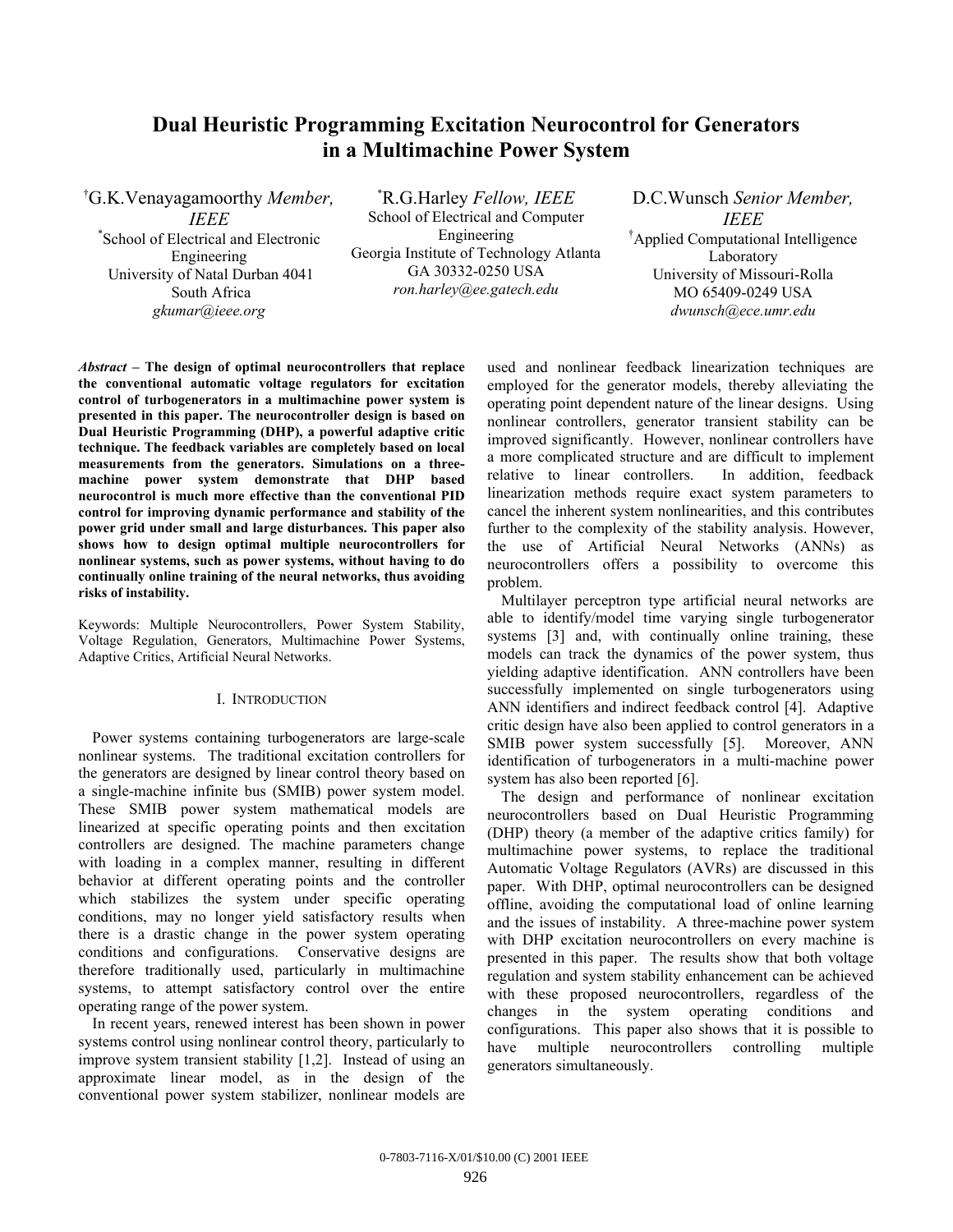# Dual Heuristic Programming Excitation Neurocontrol for Generators in a Multimachine Power System

[†]G.K.Venayagamoorthy *Member, IEEE*
[*]School of Electrical and Electronic Engineering
University of Natal Durban 4041
South Africa
*gkumar@ieee.org*

[*]R.G.Harley *Fellow, IEEE*
School of Electrical and Computer Engineering
Georgia Institute of Technology Atlanta
GA 30332-0250 USA
*ron.harley@ee.gatech.edu*

D.C.Wunsch *Senior Member, IEEE*
[†]Applied Computational Intelligence Laboratory
University of Missouri-Rolla
MO 65409-0249 USA
*dwunsch@ece.umr.edu*

***Abstract*** **– The design of optimal neurocontrollers that replace the conventional automatic voltage regulators for excitation control of turbogenerators in a multimachine power system is presented in this paper. The neurocontroller design is based on Dual Heuristic Programming (DHP), a powerful adaptive critic technique. The feedback variables are completely based on local measurements from the generators. Simulations on a three-machine power system demonstrate that DHP based neurocontrol is much more effective than the conventional PID control for improving dynamic performance and stability of the power grid under small and large disturbances. This paper also shows how to design optimal multiple neurocontrollers for nonlinear systems, such as power systems, without having to do continually online training of the neural networks, thus avoiding risks of instability.**

Keywords: Multiple Neurocontrollers, Power System Stability, Voltage Regulation, Generators, Multimachine Power Systems, Adaptive Critics, Artificial Neural Networks.

## I. Introduction

Power systems containing turbogenerators are large-scale nonlinear systems. The traditional excitation controllers for the generators are designed by linear control theory based on a single-machine infinite bus (SMIB) power system model. These SMIB power system mathematical models are linearized at specific operating points and then excitation controllers are designed. The machine parameters change with loading in a complex manner, resulting in different behavior at different operating points and the controller which stabilizes the system under specific operating conditions, may no longer yield satisfactory results when there is a drastic change in the power system operating conditions and configurations. Conservative designs are therefore traditionally used, particularly in multimachine systems, to attempt satisfactory control over the entire operating range of the power system.

In recent years, renewed interest has been shown in power systems control using nonlinear control theory, particularly to improve system transient stability [1,2]. Instead of using an approximate linear model, as in the design of the conventional power system stabilizer, nonlinear models are used and nonlinear feedback linearization techniques are employed for the generator models, thereby alleviating the operating point dependent nature of the linear designs. Using nonlinear controllers, generator transient stability can be improved significantly. However, nonlinear controllers have a more complicated structure and are difficult to implement relative to linear controllers. In addition, feedback linearization methods require exact system parameters to cancel the inherent system nonlinearities, and this contributes further to the complexity of the stability analysis. However, the use of Artificial Neural Networks (ANNs) as neurocontrollers offers a possibility to overcome this problem.

Multilayer perceptron type artificial neural networks are able to identify/model time varying single turbogenerator systems [3] and, with continually online training, these models can track the dynamics of the power system, thus yielding adaptive identification. ANN controllers have been successfully implemented on single turbogenerators using ANN identifiers and indirect feedback control [4]. Adaptive critic design have also been applied to control generators in a SMIB power system successfully [5]. Moreover, ANN identification of turbogenerators in a multi-machine power system has also been reported [6].

The design and performance of nonlinear excitation neurocontrollers based on Dual Heuristic Programming (DHP) theory (a member of the adaptive critics family) for multimachine power systems, to replace the traditional Automatic Voltage Regulators (AVRs) are discussed in this paper. With DHP, optimal neurocontrollers can be designed offline, avoiding the computational load of online learning and the issues of instability. A three-machine power system with DHP excitation neurocontrollers on every machine is presented in this paper. The results show that both voltage regulation and system stability enhancement can be achieved with these proposed neurocontrollers, regardless of the changes in the system operating conditions and configurations. This paper also shows that it is possible to have multiple neurocontrollers controlling multiple generators simultaneously.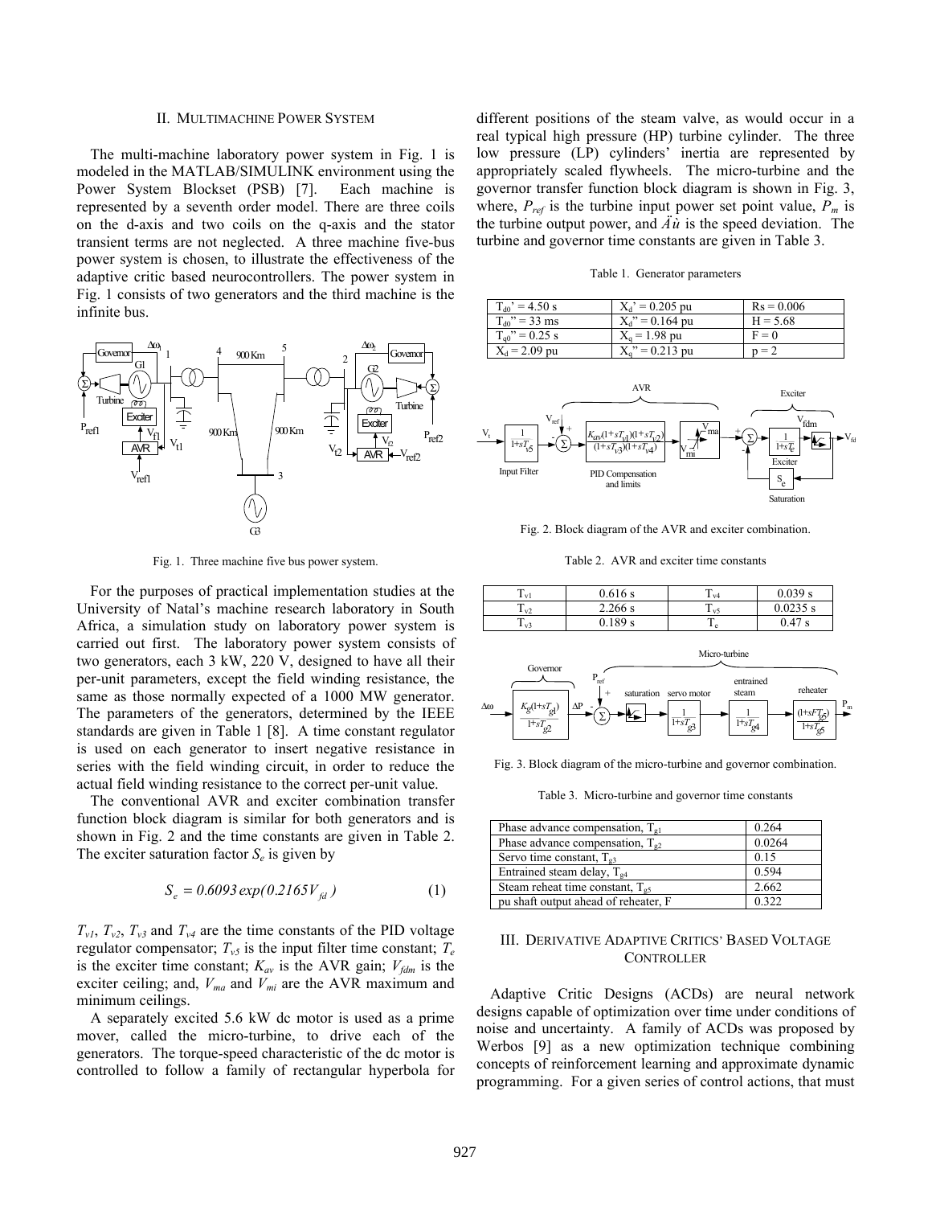## II. Multimachine Power System

The multi-machine laboratory power system in Fig. 1 is modeled in the MATLAB/SIMULINK environment using the Power System Blockset (PSB) [7]. Each machine is represented by a seventh order model. There are three coils on the d-axis and two coils on the q-axis and the stator transient terms are not neglected. A three machine five-bus power system is chosen, to illustrate the effectiveness of the adaptive critic based neurocontrollers. The power system in Fig. 1 consists of two generators and the third machine is the infinite bus.

Fig. 1. Three machine five bus power system.

For the purposes of practical implementation studies at the University of Natal's machine research laboratory in South Africa, a simulation study on laboratory power system is carried out first. The laboratory power system consists of two generators, each 3 kW, 220 V, designed to have all their per-unit parameters, except the field winding resistance, the same as those normally expected of a 1000 MW generator. The parameters of the generators, determined by the IEEE standards are given in Table 1 [8]. A time constant regulator is used on each generator to insert negative resistance in series with the field winding circuit, in order to reduce the actual field winding resistance to the correct per-unit value.

The conventional AVR and exciter combination transfer function block diagram is similar for both generators and is shown in Fig. 2 and the time constants are given in Table 2. The exciter saturation factor $S_e$ is given by

$$S_e = 0.6093 \exp(0.2165 V_{fd}) \tag{1}$$

$T_{v1}$, $T_{v2}$, $T_{v3}$ and $T_{v4}$ are the time constants of the PID voltage regulator compensator; $T_{v5}$ is the input filter time constant; $T_e$ is the exciter time constant; $K_{av}$ is the AVR gain; $V_{fdm}$ is the exciter ceiling; and, $V_{ma}$ and $V_{mi}$ are the AVR maximum and minimum ceilings.

A separately excited 5.6 kW dc motor is used as a prime mover, called the micro-turbine, to drive each of the generators. The torque-speed characteristic of the dc motor is controlled to follow a family of rectangular hyperbola for different positions of the steam valve, as would occur in a real typical high pressure (HP) turbine cylinder. The three low pressure (LP) cylinders' inertia are represented by appropriately scaled flywheels. The micro-turbine and the governor transfer function block diagram is shown in Fig. 3, where, $P_{ref}$ is the turbine input power set point value, $P_m$ is the turbine output power, and $\Delta\omega$ is the speed deviation. The turbine and governor time constants are given in Table 3.

Table 1. Generator parameters

| | | |
|---|---|---|
| $T_{d0}' = 4.50$ s | $X_d' = 0.205$ pu | Rs = 0.006 |
| $T_{d0}'' = 33$ ms | $X_d'' = 0.164$ pu | H = 5.68 |
| $T_{q0}'' = 0.25$ s | $X_q = 1.98$ pu | F = 0 |
| $X_d = 2.09$ pu | $X_q'' = 0.213$ pu | p = 2 |

Fig. 2. Block diagram of the AVR and exciter combination.

Table 2. AVR and exciter time constants

| | | | |
|---|---|---|---|
| $T_{v1}$ | 0.616 s | $T_{v4}$ | 0.039 s |
| $T_{v2}$ | 2.266 s | $T_{v5}$ | 0.0235 s |
| $T_{v3}$ | 0.189 s | $T_e$ | 0.47 s |

Fig. 3. Block diagram of the micro-turbine and governor combination.

Table 3. Micro-turbine and governor time constants

| | |
|---|---|
| Phase advance compensation, $T_{g1}$ | 0.264 |
| Phase advance compensation, $T_{g2}$ | 0.0264 |
| Servo time constant, $T_{g3}$ | 0.15 |
| Entrained steam delay, $T_{g4}$ | 0.594 |
| Steam reheat time constant, $T_{g5}$ | 2.662 |
| pu shaft output ahead of reheater, F | 0.322 |

## III. Derivative Adaptive Critics' Based Voltage Controller

Adaptive Critic Designs (ACDs) are neural network designs capable of optimization over time under conditions of noise and uncertainty. A family of ACDs was proposed by Werbos [9] as a new optimization technique combining concepts of reinforcement learning and approximate dynamic programming. For a given series of control actions, that must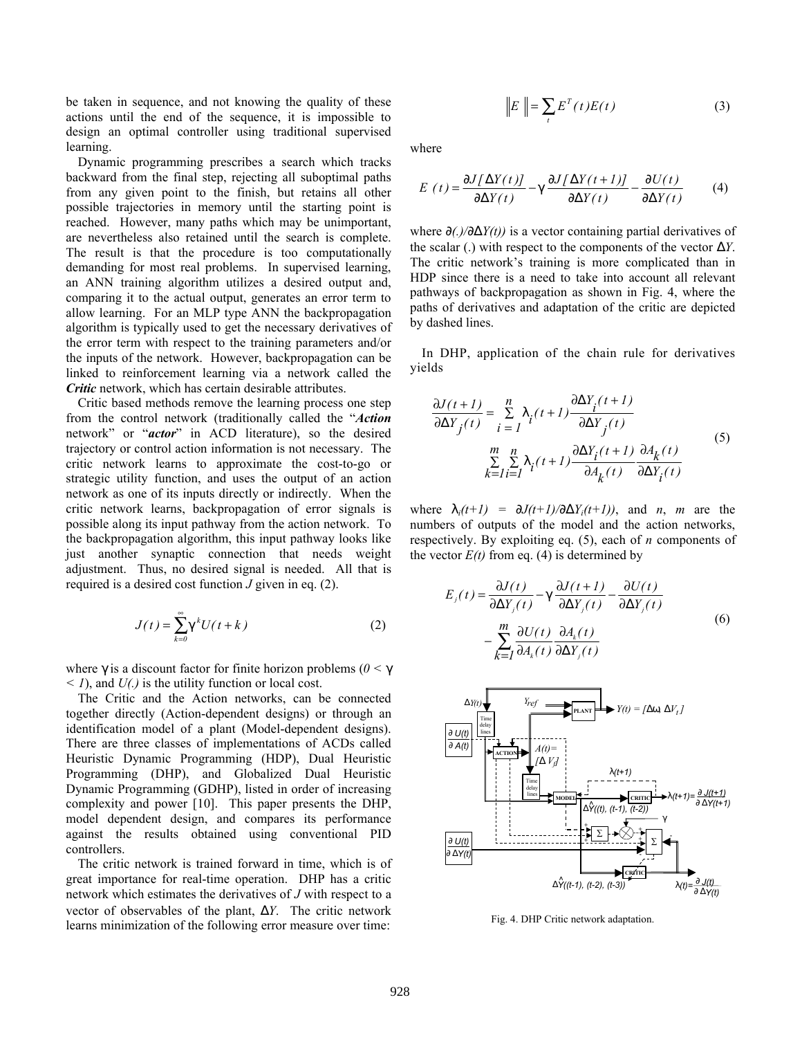be taken in sequence, and not knowing the quality of these actions until the end of the sequence, it is impossible to design an optimal controller using traditional supervised learning.

Dynamic programming prescribes a search which tracks backward from the final step, rejecting all suboptimal paths from any given point to the finish, but retains all other possible trajectories in memory until the starting point is reached. However, many paths which may be unimportant, are nevertheless also retained until the search is complete. The result is that the procedure is too computationally demanding for most real problems. In supervised learning, an ANN training algorithm utilizes a desired output and, comparing it to the actual output, generates an error term to allow learning. For an MLP type ANN the backpropagation algorithm is typically used to get the necessary derivatives of the error term with respect to the training parameters and/or the inputs of the network. However, backpropagation can be linked to reinforcement learning via a network called the ***Critic*** network, which has certain desirable attributes.

Critic based methods remove the learning process one step from the control network (traditionally called the "***Action*** network" or "***actor***" in ACD literature), so the desired trajectory or control action information is not necessary. The critic network learns to approximate the cost-to-go or strategic utility function, and uses the output of an action network as one of its inputs directly or indirectly. When the critic network learns, backpropagation of error signals is possible along its input pathway from the action network. To the backpropagation algorithm, this input pathway looks like just another synaptic connection that needs weight adjustment. Thus, no desired signal is needed. All that is required is a desired cost function $J$ given in eq. (2).

$$J(t)=\sum_{k=0}^{\infty}\gamma^{k}U(t+k) \tag{2}$$

where $\gamma$ is a discount factor for finite horizon problems ($0<\gamma<1$), and $U(.)$ is the utility function or local cost.

The Critic and the Action networks, can be connected together directly (Action-dependent designs) or through an identification model of a plant (Model-dependent designs). There are three classes of implementations of ACDs called Heuristic Dynamic Programming (HDP), Dual Heuristic Programming (DHP), and Globalized Dual Heuristic Dynamic Programming (GDHP), listed in order of increasing complexity and power [10]. This paper presents the DHP, model dependent design, and compares its performance against the results obtained using conventional PID controllers.

The critic network is trained forward in time, which is of great importance for real-time operation. DHP has a critic network which estimates the derivatives of $J$ with respect to a vector of observables of the plant, $\Delta Y$. The critic network learns minimization of the following error measure over time:

$$\|E\|=\sum_{t}E^{T}(t)E(t) \tag{3}$$

where

$$E(t)=\frac{\partial J[\Delta Y(t)]}{\partial \Delta Y(t)}-\gamma\frac{\partial J[\Delta Y(t+1)]}{\partial \Delta Y(t)}-\frac{\partial U(t)}{\partial \Delta Y(t)} \tag{4}$$

where $\partial(.)/\partial\Delta Y(t))$ is a vector containing partial derivatives of the scalar (.) with respect to the components of the vector $\Delta Y$. The critic network's training is more complicated than in HDP since there is a need to take into account all relevant pathways of backpropagation as shown in Fig. 4, where the paths of derivatives and adaptation of the critic are depicted by dashed lines.

In DHP, application of the chain rule for derivatives yields

$$\frac{\partial J(t+1)}{\partial \Delta Y_j(t)}=\sum_{i=1}^{n}\lambda_i(t+1)\frac{\partial \Delta Y_i(t+1)}{\partial \Delta Y_j(t)} \\ \sum_{k=1}^{m}\sum_{i=1}^{n}\lambda_i(t+1)\frac{\partial \Delta Y_i(t+1)}{\partial A_k(t)}\frac{\partial A_k(t)}{\partial \Delta Y_i(t)} \tag{5}$$

where $\lambda_i(t+1)=\partial J(t+1)/\partial\Delta Y_i(t+1))$, and $n$, $m$ are the numbers of outputs of the model and the action networks, respectively. By exploiting eq. (5), each of $n$ components of the vector $E(t)$ from eq. (4) is determined by

$$E_j(t)=\frac{\partial J(t)}{\partial \Delta Y_j(t)}-\gamma\frac{\partial J(t+1)}{\partial \Delta Y_j(t)}-\frac{\partial U(t)}{\partial \Delta Y_j(t)} \\ -\sum_{k=1}^{m}\frac{\partial U(t)}{\partial A_k(t)}\frac{\partial A_k(t)}{\partial \Delta Y_j(t)} \tag{6}$$

Fig. 4. DHP Critic network adaptation.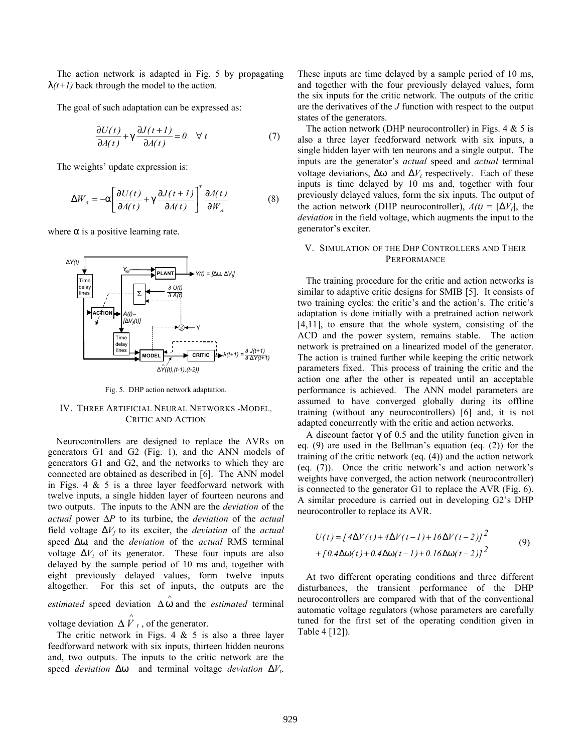The action network is adapted in Fig. 5 by propagating $\lambda(t+1)$ back through the model to the action.

The goal of such adaptation can be expressed as:

$$\frac{\partial U(t)}{\partial A(t)} + \gamma \frac{\partial J(t+1)}{\partial A(t)} = 0 \quad \forall\, t \tag{7}$$

The weights' update expression is:

$$\Delta W_A = -\alpha \left[ \frac{\partial U(t)}{\partial A(t)} + \gamma \frac{\partial J(t+1)}{\partial A(t)} \right]^T \frac{\partial A(t)}{\partial W_A} \tag{8}$$

where $\alpha$ is a positive learning rate.

Fig. 5. DHP action network adaptation.

## IV. Three Artificial Neural Networks - Model, Critic and Action

Neurocontrollers are designed to replace the AVRs on generators G1 and G2 (Fig. 1), and the ANN models of generators G1 and G2, and the networks to which they are connected are obtained as described in [6]. The ANN model in Figs. 4 & 5 is a three layer feedforward network with twelve inputs, a single hidden layer of fourteen neurons and two outputs. The inputs to the ANN are the *deviation* of the *actual* power $\Delta P$ to its turbine, the *deviation* of the *actual* field voltage $\Delta V_f$ to its exciter, the *deviation* of the *actual* speed $\Delta\omega$, and the *deviation* of the *actual* RMS terminal voltage $\Delta V_t$ of its generator. These four inputs are also delayed by the sample period of 10 ms and, together with eight previously delayed values, form twelve inputs altogether. For this set of inputs, the outputs are the *estimated* speed deviation $\Delta\hat{\omega}$ and the *estimated* terminal voltage deviation $\Delta\hat{V}_t$, of the generator.

The critic network in Figs. 4 & 5 is also a three layer feedforward network with six inputs, thirteen hidden neurons and, two outputs. The inputs to the critic network are the speed *deviation* $\Delta\omega$ and terminal voltage *deviation* $\Delta V_t$. These inputs are time delayed by a sample period of 10 ms, and together with the four previously delayed values, form the six inputs for the critic network. The outputs of the critic are the derivatives of the $J$ function with respect to the output states of the generators.

The action network (DHP neurocontroller) in Figs. 4 & 5 is also a three layer feedforward network with six inputs, a single hidden layer with ten neurons and a single output. The inputs are the generator's *actual* speed and *actual* terminal voltage deviations, $\Delta\omega$ and $\Delta V_t$ respectively. Each of these inputs is time delayed by 10 ms and, together with four previously delayed values, form the six inputs. The output of the action network (DHP neurocontroller), $A(t) = [\Delta V_f]$, the *deviation* in the field voltage, which augments the input to the generator's exciter.

## V. Simulation of the DHP Controllers and Their Performance

The training procedure for the critic and action networks is similar to adaptive critic designs for SMIB [5]. It consists of two training cycles: the critic's and the action's. The critic's adaptation is done initially with a pretrained action network [4,11], to ensure that the whole system, consisting of the ACD and the power system, remains stable. The action network is pretrained on a linearized model of the generator. The action is trained further while keeping the critic network parameters fixed. This process of training the critic and the action one after the other is repeated until an acceptable performance is achieved. The ANN model parameters are assumed to have converged globally during its offline training (without any neurocontrollers) [6] and, it is not adapted concurrently with the critic and action networks.

A discount factor $\gamma$ of 0.5 and the utility function given in eq. (9) are used in the Bellman's equation (eq. (2)) for the training of the critic network (eq. (4)) and the action network (eq. (7)). Once the critic network's and action network's weights have converged, the action network (neurocontroller) is connected to the generator G1 to replace the AVR (Fig. 6). A similar procedure is carried out in developing G2's DHP neurocontroller to replace its AVR.

$$\begin{aligned} U(t) &= [4\Delta V(t) + 4\Delta V(t-1) + 16\Delta V(t-2)]^2 \\ &+ [0.4\Delta\omega(t) + 0.4\Delta\omega(t-1) + 0.16\Delta\omega(t-2)]^2 \end{aligned} \tag{9}$$

At two different operating conditions and three different disturbances, the transient performance of the DHP neurocontrollers are compared with that of the conventional automatic voltage regulators (whose parameters are carefully tuned for the first set of the operating condition given in Table 4 [12]).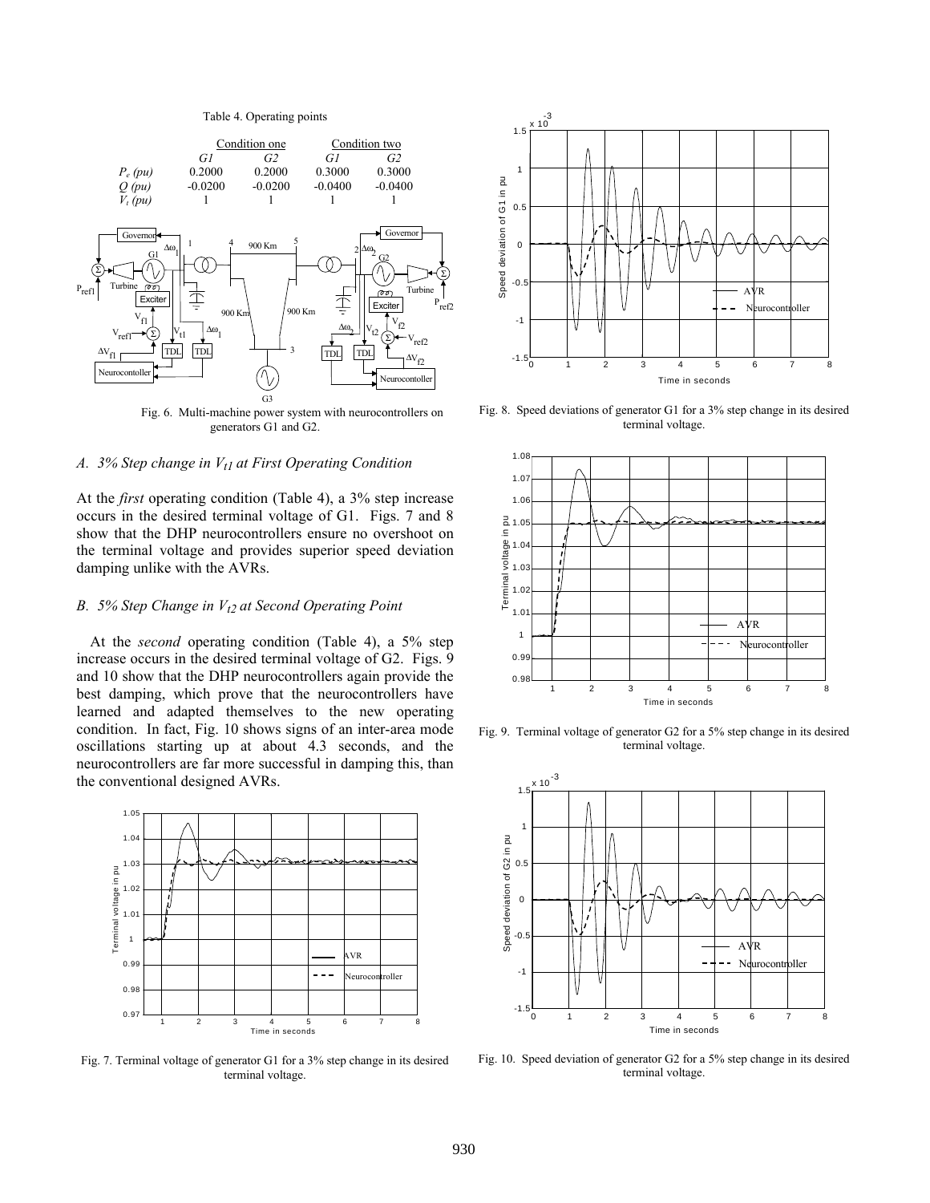Table 4. Operating points

| | Condition one | | Condition two | |
|---|---|---|---|---|
| | *G1* | *G2* | *G1* | *G2* |
| $P_e$ *(pu)* | 0.2000 | 0.2000 | 0.3000 | 0.3000 |
| $Q$ *(pu)* | -0.0200 | -0.0200 | -0.0400 | -0.0400 |
| $V_t$ *(pu)* | 1 | 1 | 1 | 1 |

Fig. 6. Multi-machine power system with neurocontrollers on generators G1 and G2.

### *A. 3% Step change in $V_{t1}$ at First Operating Condition*

At the *first* operating condition (Table 4), a 3% step increase occurs in the desired terminal voltage of G1. Figs. 7 and 8 show that the DHP neurocontrollers ensure no overshoot on the terminal voltage and provides superior speed deviation damping unlike with the AVRs.

### *B. 5% Step Change in $V_{t2}$ at Second Operating Point*

At the *second* operating condition (Table 4), a 5% step increase occurs in the desired terminal voltage of G2. Figs. 9 and 10 show that the DHP neurocontrollers again provide the best damping, which prove that the neurocontrollers have learned and adapted themselves to the new operating condition. In fact, Fig. 10 shows signs of an inter-area mode oscillations starting up at about 4.3 seconds, and the neurocontrollers are far more successful in damping this, than the conventional designed AVRs.

Fig. 7. Terminal voltage of generator G1 for a 3% step change in its desired terminal voltage.

Fig. 8. Speed deviations of generator G1 for a 3% step change in its desired terminal voltage.

Fig. 9. Terminal voltage of generator G2 for a 5% step change in its desired terminal voltage.

Fig. 10. Speed deviation of generator G2 for a 5% step change in its desired terminal voltage.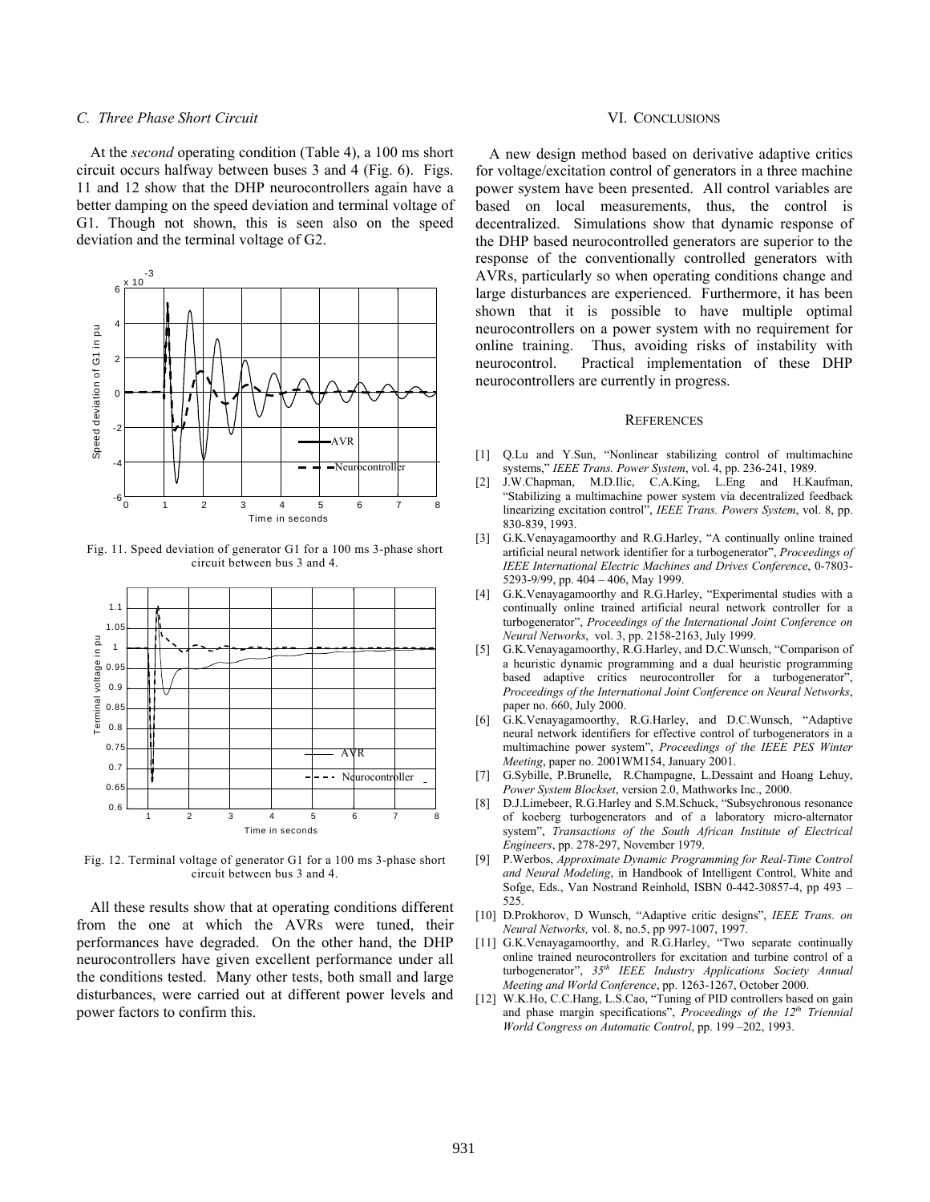### C. Three Phase Short Circuit

At the *second* operating condition (Table 4), a 100 ms short circuit occurs halfway between buses 3 and 4 (Fig. 6). Figs. 11 and 12 show that the DHP neurocontrollers again have a better damping on the speed deviation and terminal voltage of G1. Though not shown, this is seen also on the speed deviation and the terminal voltage of G2.

x 10^-3
6
4
2
0
-2
-4
-6
Speed deviation of G1 in pu
0 1 2 3 4 5 6 7 8
Time in seconds
AVR
Neurocontroller

Fig. 11. Speed deviation of generator G1 for a 100 ms 3-phase short circuit between bus 3 and 4.

1.1
1.05
1
0.95
0.9
0.85
0.8
0.75
0.7
0.65
0.6
Terminal voltage in pu
1 2 3 4 5 6 7 8
Time in seconds
AVR
Neurocontroller

Fig. 12. Terminal voltage of generator G1 for a 100 ms 3-phase short circuit between bus 3 and 4.

All these results show that at operating conditions different from the one at which the AVRs were tuned, their performances have degraded. On the other hand, the DHP neurocontrollers have given excellent performance under all the conditions tested. Many other tests, both small and large disturbances, were carried out at different power levels and power factors to confirm this.

## VI. Conclusions

A new design method based on derivative adaptive critics for voltage/excitation control of generators in a three machine power system have been presented. All control variables are based on local measurements, thus, the control is decentralized. Simulations show that dynamic response of the DHP based neurocontrolled generators are superior to the response of the conventionally controlled generators with AVRs, particularly so when operating conditions change and large disturbances are experienced. Furthermore, it has been shown that it is possible to have multiple optimal neurocontrollers on a power system with no requirement for online training. Thus, avoiding risks of instability with neurocontrol. Practical implementation of these DHP neurocontrollers are currently in progress.

## References

[1] Q.Lu and Y.Sun, "Nonlinear stabilizing control of multimachine systems," *IEEE Trans. Power System*, vol. 4, pp. 236-241, 1989.

[2] J.W.Chapman, M.D.Ilic, C.A.King, L.Eng and H.Kaufman, "Stabilizing a multimachine power system via decentralized feedback linearizing excitation control", *IEEE Trans. Powers System*, vol. 8, pp. 830-839, 1993.

[3] G.K.Venayagamoorthy and R.G.Harley, "A continually online trained artificial neural network identifier for a turbogenerator", *Proceedings of IEEE International Electric Machines and Drives Conference*, 0-7803-5293-9/99, pp. 404 – 406, May 1999.

[4] G.K.Venayagamoorthy and R.G.Harley, "Experimental studies with a continually online trained artificial neural network controller for a turbogenerator", *Proceedings of the International Joint Conference on Neural Networks*, vol. 3, pp. 2158-2163, July 1999.

[5] G.K.Venayagamoorthy, R.G.Harley, and D.C.Wunsch, "Comparison of a heuristic dynamic programming and a dual heuristic programming based adaptive critics neurocontroller for a turbogenerator", *Proceedings of the International Joint Conference on Neural Networks*, paper no. 660, July 2000.

[6] G.K.Venayagamoorthy, R.G.Harley, and D.C.Wunsch, "Adaptive neural network identifiers for effective control of turbogenerators in a multimachine power system", *Proceedings of the IEEE PES Winter Meeting*, paper no. 2001WM154, January 2001.

[7] G.Sybille, P.Brunelle, R.Champagne, L.Dessaint and Hoang Lehuy, *Power System Blockset*, version 2.0, Mathworks Inc., 2000.

[8] D.J.Limebeer, R.G.Harley and S.M.Schuck, "Subsychronous resonance of koeberg turbogenerators and of a laboratory micro-alternator system", *Transactions of the South African Institute of Electrical Engineers*, pp. 278-297, November 1979.

[9] P.Werbos, *Approximate Dynamic Programming for Real-Time Control and Neural Modeling*, in Handbook of Intelligent Control, White and Sofge, Eds., Van Nostrand Reinhold, ISBN 0-442-30857-4, pp 493 – 525.

[10] D.Prokhorov, D Wunsch, "Adaptive critic designs", *IEEE Trans. on Neural Networks,* vol. 8, no.5, pp 997-1007, 1997.

[11] G.K.Venayagamoorthy, and R.G.Harley, "Two separate continually online trained neurocontrollers for excitation and turbine control of a turbogenerator", *35th IEEE Industry Applications Society Annual Meeting and World Conference*, pp. 1263-1267, October 2000.

[12] W.K.Ho, C.C.Hang, L.S.Cao, "Tuning of PID controllers based on gain and phase margin specifications", *Proceedings of the 12th Triennial World Congress on Automatic Control*, pp. 199 –202, 1993.